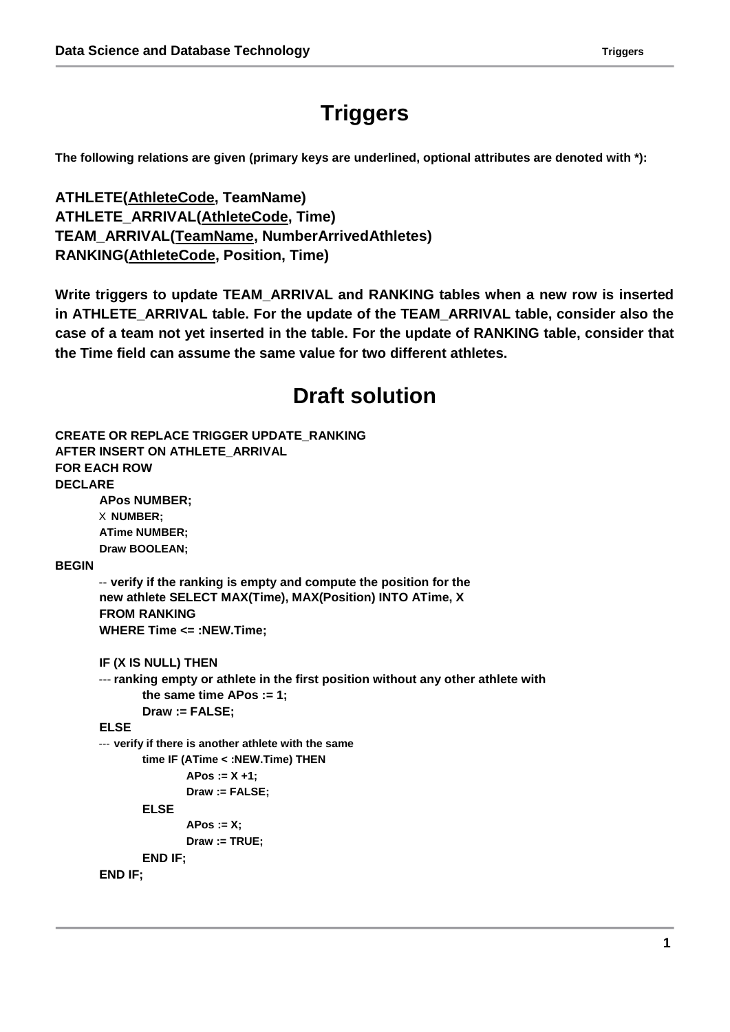# Triggers

**The following relations are given (primary keys are underlined, optional attributes are denoted with *):**

**ATHLETE(<u>AthleteCode</u>, TeamName)**
**ATHLETE_ARRIVAL(<u>AthleteCode</u>, Time)**
**TEAM_ARRIVAL(<u>TeamName</u>, NumberArrivedAthletes)**
**RANKING(<u>AthleteCode</u>, Position, Time)**

**Write triggers to update TEAM_ARRIVAL and RANKING tables when a new row is inserted in ATHLETE_ARRIVAL table. For the update of the TEAM_ARRIVAL table, consider also the case of a team not yet inserted in the table. For the update of RANKING table, consider that the Time field can assume the same value for two different athletes.**

# Draft solution

```
CREATE OR REPLACE TRIGGER UPDATE_RANKING
AFTER INSERT ON ATHLETE_ARRIVAL
FOR EACH ROW
DECLARE
        APos NUMBER;
        X NUMBER;
        ATime NUMBER;
        Draw BOOLEAN;
BEGIN
        -- verify if the ranking is empty and compute the position for the
        new athlete SELECT MAX(Time), MAX(Position) INTO ATime, X
        FROM RANKING
        WHERE Time <= :NEW.Time;

        IF (X IS NULL) THEN
        --- ranking empty or athlete in the first position without any other athlete with
                the same time APos := 1;
                Draw := FALSE;
        ELSE
        --- verify if there is another athlete with the same
                time IF (ATime < :NEW.Time) THEN
                        APos := X +1;
                        Draw := FALSE;
                ELSE
                        APos := X;
                        Draw := TRUE;
                END IF;
        END IF;
```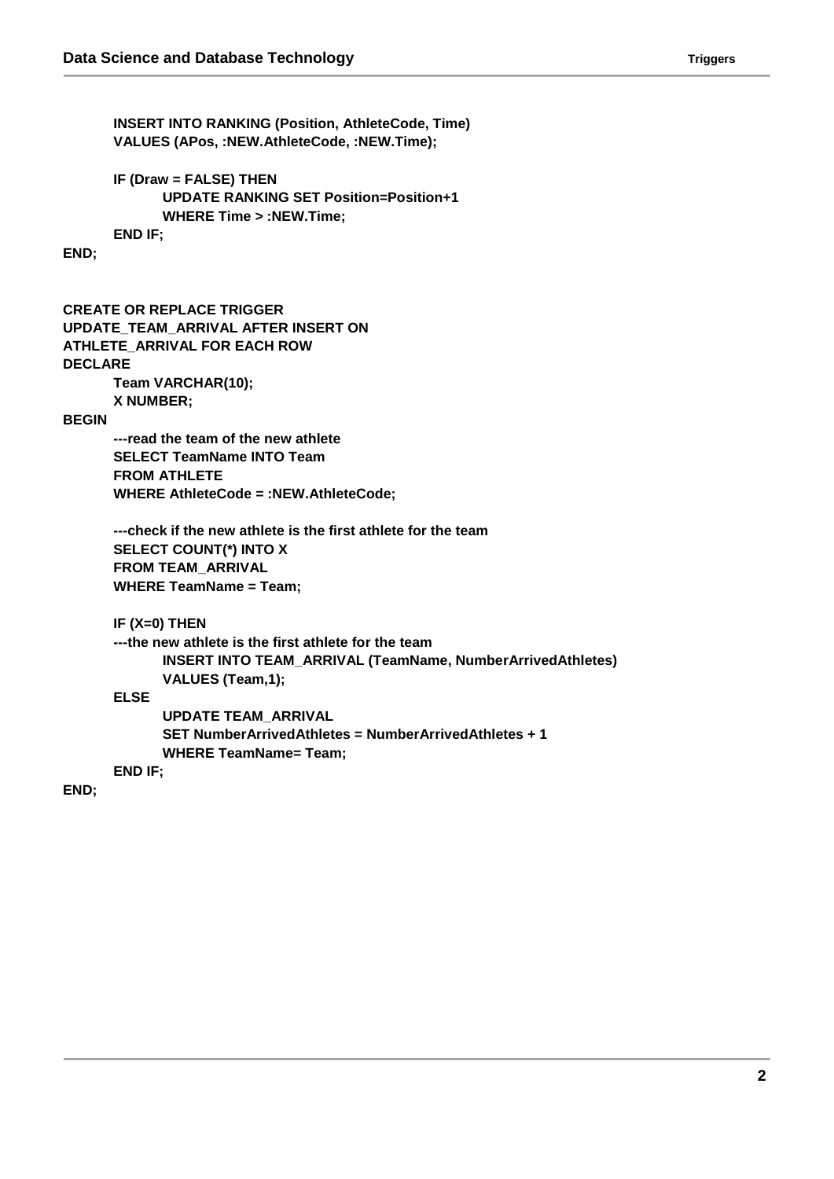```
        INSERT INTO RANKING (Position, AthleteCode, Time)
        VALUES (APos, :NEW.AthleteCode, :NEW.Time);

        IF (Draw = FALSE) THEN
                UPDATE RANKING SET Position=Position+1
                WHERE Time > :NEW.Time;
        END IF;
END;


CREATE OR REPLACE TRIGGER
UPDATE_TEAM_ARRIVAL AFTER INSERT ON
ATHLETE_ARRIVAL FOR EACH ROW
DECLARE
        Team VARCHAR(10);
        X NUMBER;
BEGIN
        ---read the team of the new athlete
        SELECT TeamName INTO Team
        FROM ATHLETE
        WHERE AthleteCode = :NEW.AthleteCode;

        ---check if the new athlete is the first athlete for the team
        SELECT COUNT(*) INTO X
        FROM TEAM_ARRIVAL
        WHERE TeamName = Team;

        IF (X=0) THEN
        ---the new athlete is the first athlete for the team
                INSERT INTO TEAM_ARRIVAL (TeamName, NumberArrivedAthletes)
                VALUES (Team,1);
        ELSE
                UPDATE TEAM_ARRIVAL
                SET NumberArrivedAthletes = NumberArrivedAthletes + 1
                WHERE TeamName= Team;
        END IF;
END;
```